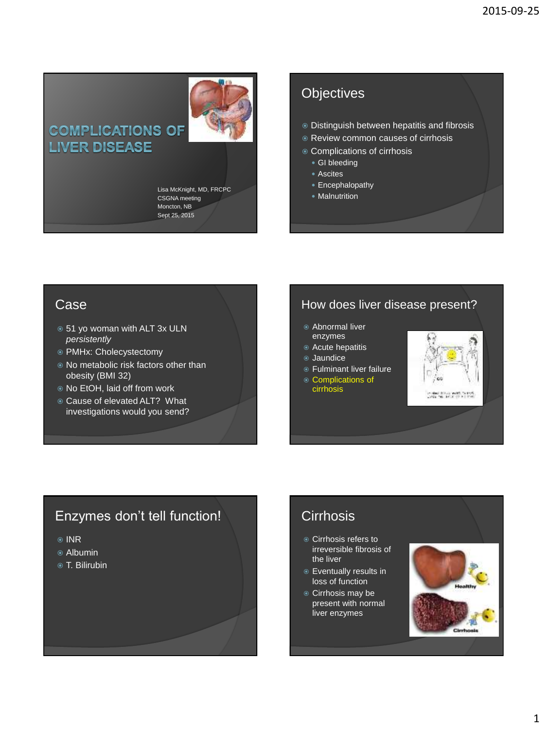# COMPLICATIONS OF LIVER DISEASE

Lisa McKnight, MD, FRCPC
CSGNA meeting
Moncton, NB
Sept 25, 2015

## Objectives

- Distinguish between hepatitis and fibrosis
- Review common causes of cirrhosis
- Complications of cirrhosis
  - GI bleeding
  - Ascites
  - Encephalopathy
  - Malnutrition

## Case

- 51 yo woman with ALT 3x ULN *persistently*
- PMHx: Cholecystectomy
- No metabolic risk factors other than obesity (BMI 32)
- No EtOH, laid off from work
- Cause of elevated ALT? What investigations would you send?

## How does liver disease present?

- Abnormal liver enzymes
- Acute hepatitis
- Jaundice
- Fulminant liver failure
- Complications of cirrhosis

## Enzymes don't tell function!

- INR
- Albumin
- T. Bilirubin

## Cirrhosis

- Cirrhosis refers to irreversible fibrosis of the liver
- Eventually results in loss of function
- Cirrhosis may be present with normal liver enzymes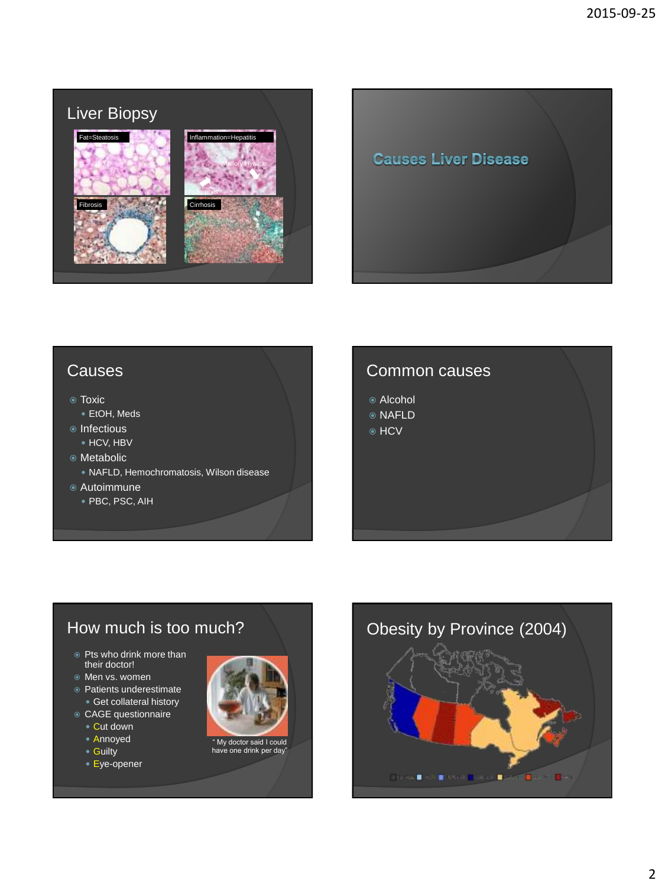## Liver Biopsy

Fat=Steatosis

Inflammation=Hepatitis

Mallory Hyaline

Fibrosis

Cirrhosis

## Causes Liver Disease

## Causes

- Toxic
  - EtOH, Meds
- Infectious
  - HCV, HBV
- Metabolic
  - NAFLD, Hemochromatosis, Wilson disease
- Autoimmune
  - PBC, PSC, AIH

## Common causes

- Alcohol
- NAFLD
- HCV

## How much is too much?

- Pts who drink more than their doctor!
- Men vs. women
- Patients underestimate
  - Get collateral history
- CAGE questionnaire
  - Cut down
  - Annoyed
  - Guilty
  - Eye-opener

" My doctor said I could have one drink per day"

## Obesity by Province (2004)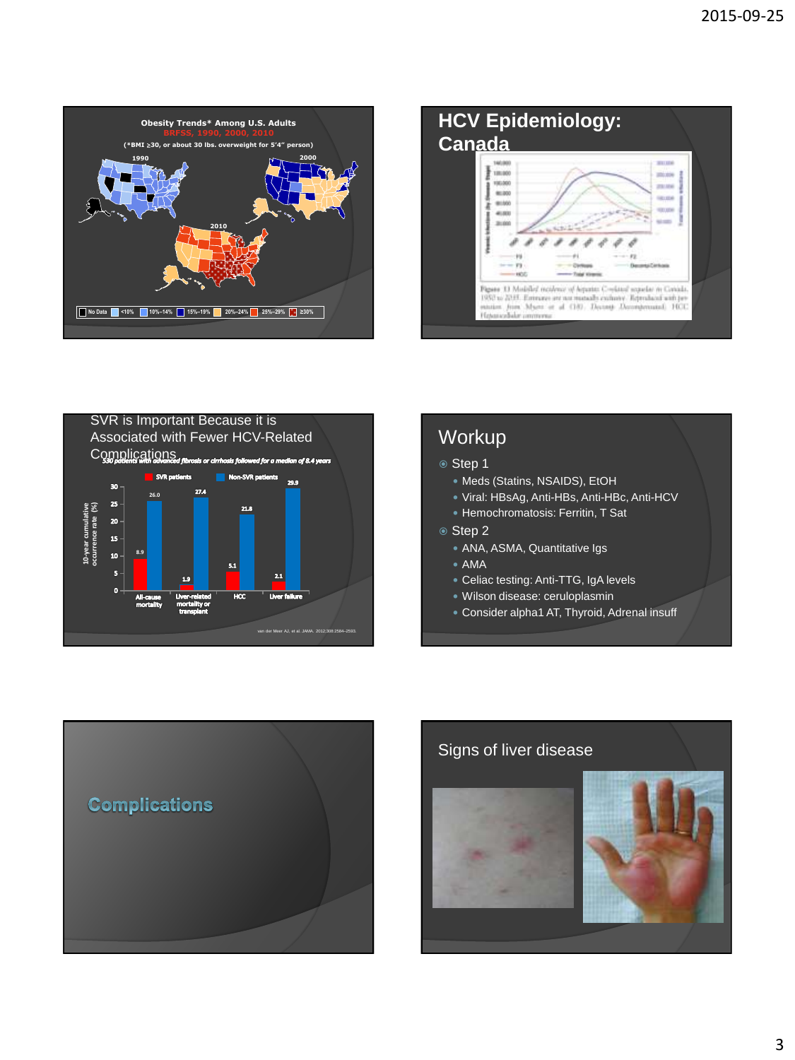## Obesity Trends* Among U.S. Adults

BRFSS, 1990, 2000, 2010

(*BMI ≥30, or about 30 lbs. overweight for 5'4" person)

1990 | 2000 | 2010

No Data | <10% | 10%–14% | 15%–19% | 20%–24% | 25%–29% | ≥30%

## HCV Epidemiology: Canada

Figure 11 Modelled incidence of hepatitis C-related sequelae in Canada, 1950 to 2035. Estimates are not mutually exclusive. Reproduced with permission from Myers et al (10). Decomp Decompensated; HCC Hepatocellular carcinoma

## SVR is Important Because it is Associated with Fewer HCV-Related Complications

*530 patients with advanced fibrosis or cirrhosis followed for a median of 8.4 years*

10-year cumulative occurrence rate (%)

| | SVR patients | Non-SVR patients |
|---|---|---|
| All-cause mortality | 8.9 | 26.0 |
| Liver-related mortality or transplant | 1.9 | 27.4 |
| HCC | 5.1 | 21.8 |
| Liver failure | 2.1 | 29.9 |

van der Meer AJ, et al. JAMA. 2012;308:2584–2593.

## Workup

- Step 1
  - Meds (Statins, NSAIDS), EtOH
  - Viral: HBsAg, Anti-HBs, Anti-HBc, Anti-HCV
  - Hemochromatosis: Ferritin, T Sat
- Step 2
  - ANA, ASMA, Quantitative Igs
  - AMA
  - Celiac testing: Anti-TTG, IgA levels
  - Wilson disease: ceruloplasmin
  - Consider alpha1 AT, Thyroid, Adrenal insuff

## Complications

## Signs of liver disease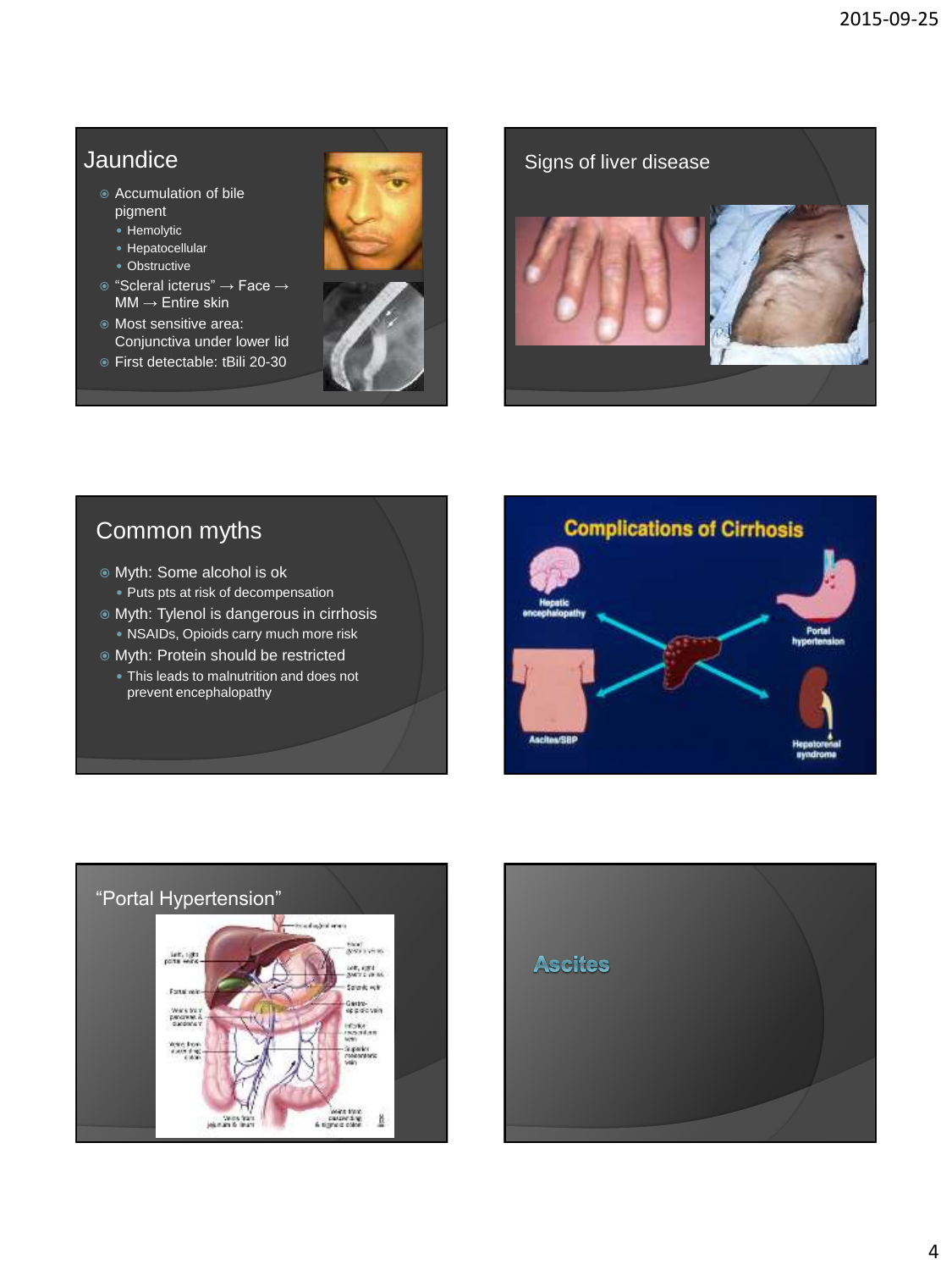## Jaundice

- Accumulation of bile pigment
  - Hemolytic
  - Hepatocellular
  - Obstructive
- "Scleral icterus" → Face → MM → Entire skin
- Most sensitive area: Conjunctiva under lower lid
- First detectable: tBili 20-30

## Signs of liver disease

## Common myths

- Myth: Some alcohol is ok
  - Puts pts at risk of decompensation
- Myth: Tylenol is dangerous in cirrhosis
  - NSAIDs, Opioids carry much more risk
- Myth: Protein should be restricted
  - This leads to malnutrition and does not prevent encephalopathy

## Complications of Cirrhosis

- Hepatic encephalopathy
- Portal hypertension
- Ascites/SBP
- Hepatorenal syndrome

## "Portal Hypertension"

## Ascites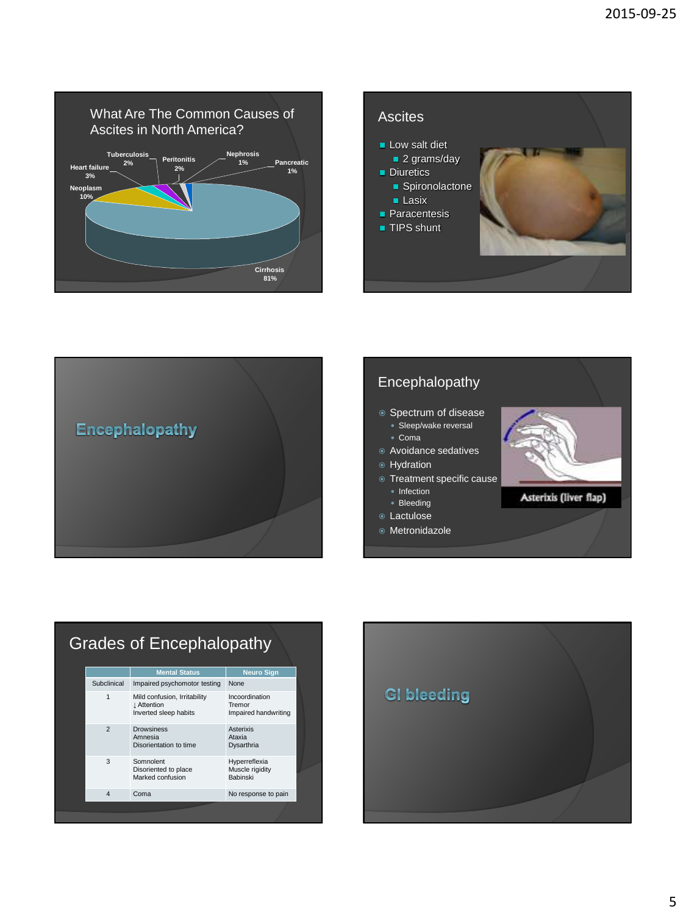## What Are The Common Causes of Ascites in North America?

- Cirrhosis 81%
- Neoplasm 10%
- Heart failure 3%
- Tuberculosis 2%
- Peritonitis 2%
- Nephrosis 1%
- Pancreatic 1%

## Ascites

- Low salt diet
  - 2 grams/day
- Diuretics
  - Spironolactone
  - Lasix
- Paracentesis
- TIPS shunt

## Encephalopathy

## Encephalopathy

- Spectrum of disease
  - Sleep/wake reversal
  - Coma
- Avoidance sedatives
- Hydration
- Treatment specific cause
  - Infection
  - Bleeding
- Lactulose
- Metronidazole

Asterixis (liver flap)

## Grades of Encephalopathy

| | Mental Status | Neuro Sign |
|---|---|---|
| Subclinical | Impaired psychomotor testing | None |
| 1 | Mild confusion, Irritability<br>↓ Attention<br>Inverted sleep habits | Incoordination<br>Tremor<br>Impaired handwriting |
| 2 | Drowsiness<br>Amnesia<br>Disorientation to time | Asterixis<br>Ataxia<br>Dysarthria |
| 3 | Somnolent<br>Disoriented to place<br>Marked confusion | Hyperreflexia<br>Muscle rigidity<br>Babinski |
| 4 | Coma | No response to pain |

## GI bleeding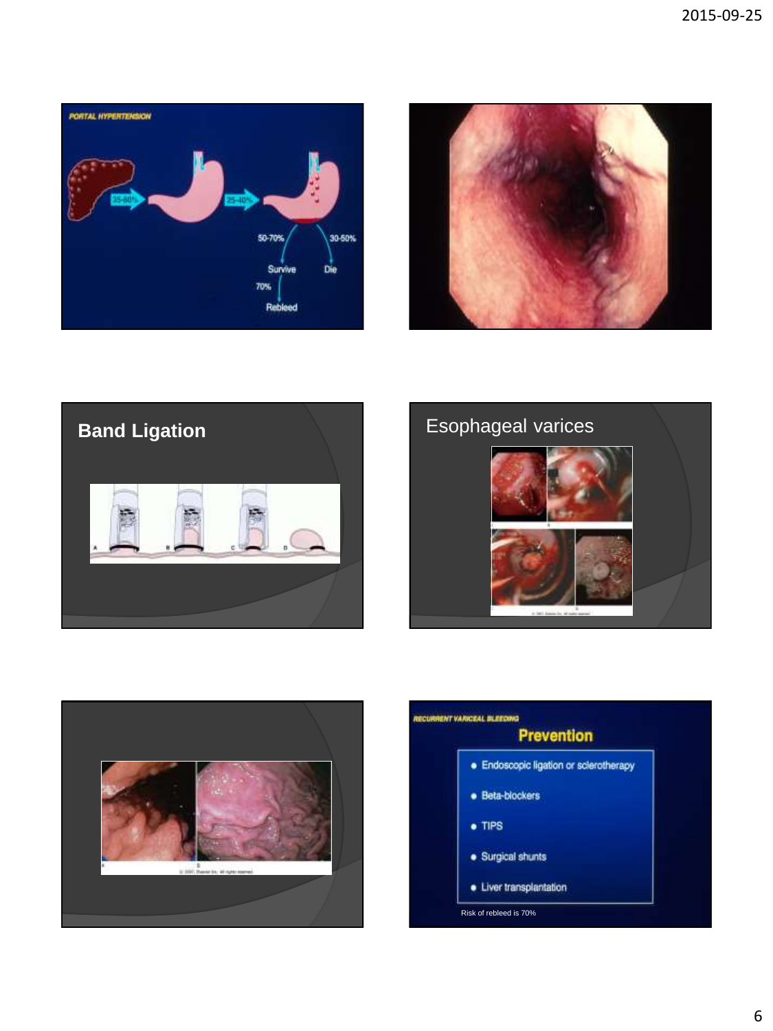PORTAL HYPERTENSION

35-60% → 25-40% → 50-70% Survive / 30-50% Die; 70% Rebleed

## Band Ligation

## Esophageal varices

RECURRENT VARICEAL BLEEDING

## Prevention

- Endoscopic ligation or sclerotherapy
- Beta-blockers
- TIPS
- Surgical shunts
- Liver transplantation

Risk of rebleed is 70%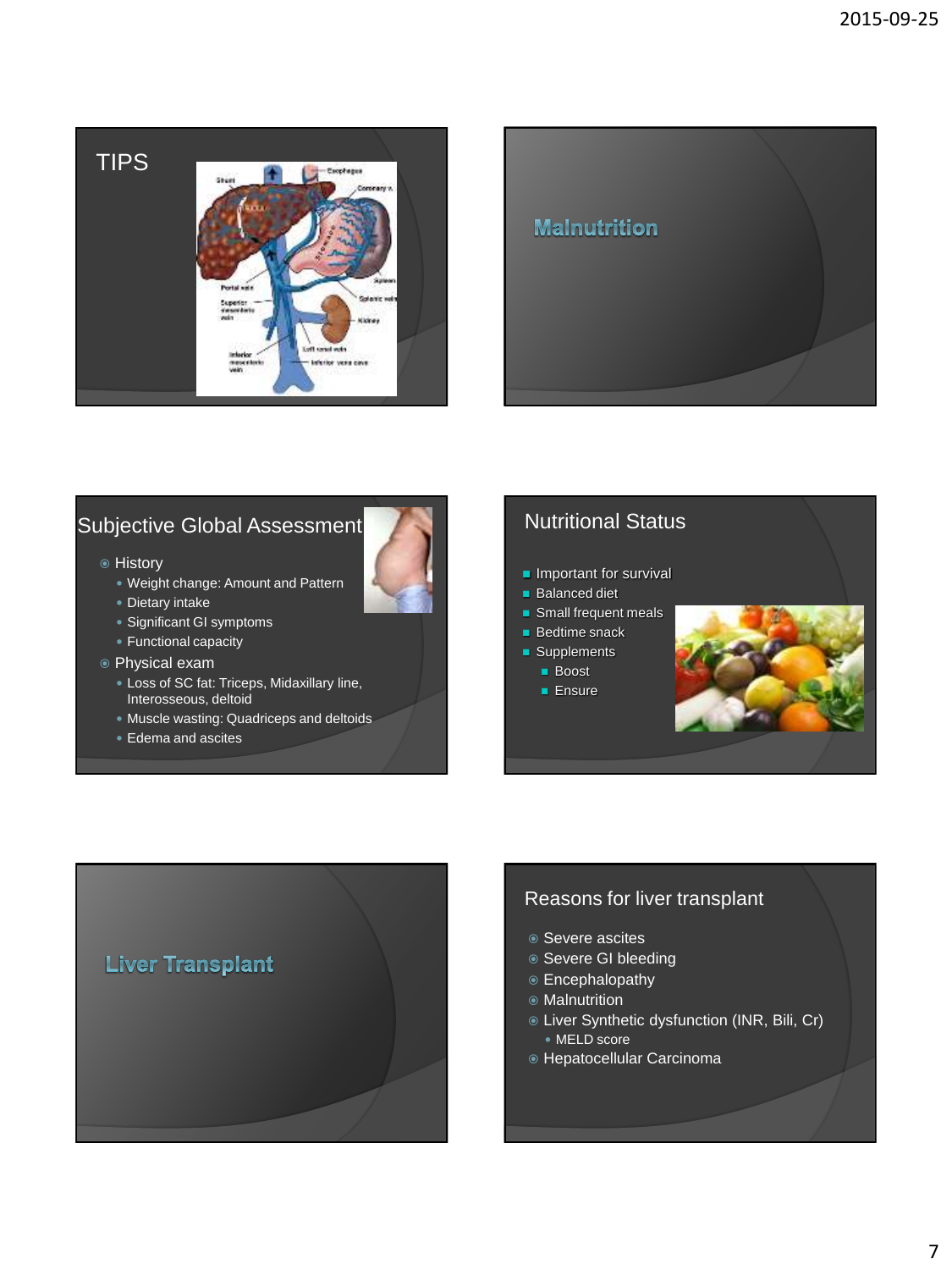## TIPS

## Malnutrition

## Subjective Global Assessment

- History
  - Weight change: Amount and Pattern
  - Dietary intake
  - Significant GI symptoms
  - Functional capacity
- Physical exam
  - Loss of SC fat: Triceps, Midaxillary line, Interosseous, deltoid
  - Muscle wasting: Quadriceps and deltoids
  - Edema and ascites

## Nutritional Status

- Important for survival
- Balanced diet
- Small frequent meals
- Bedtime snack
- Supplements
  - Boost
  - Ensure

## Liver Transplant

## Reasons for liver transplant

- Severe ascites
- Severe GI bleeding
- Encephalopathy
- Malnutrition
- Liver Synthetic dysfunction (INR, Bili, Cr)
  - MELD score
- Hepatocellular Carcinoma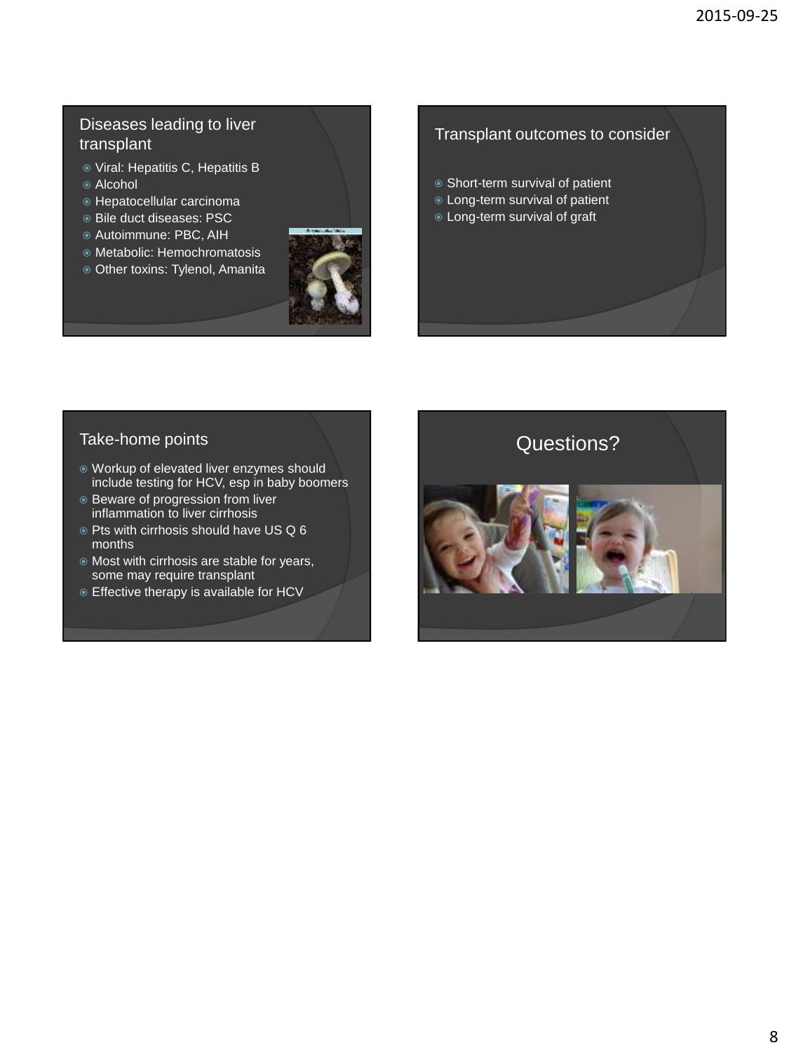## Diseases leading to liver transplant

- Viral: Hepatitis C, Hepatitis B
- Alcohol
- Hepatocellular carcinoma
- Bile duct diseases: PSC
- Autoimmune: PBC, AIH
- Metabolic: Hemochromatosis
- Other toxins: Tylenol, Amanita

## Transplant outcomes to consider

- Short-term survival of patient
- Long-term survival of patient
- Long-term survival of graft

## Take-home points

- Workup of elevated liver enzymes should include testing for HCV, esp in baby boomers
- Beware of progression from liver inflammation to liver cirrhosis
- Pts with cirrhosis should have US Q 6 months
- Most with cirrhosis are stable for years, some may require transplant
- Effective therapy is available for HCV

## Questions?